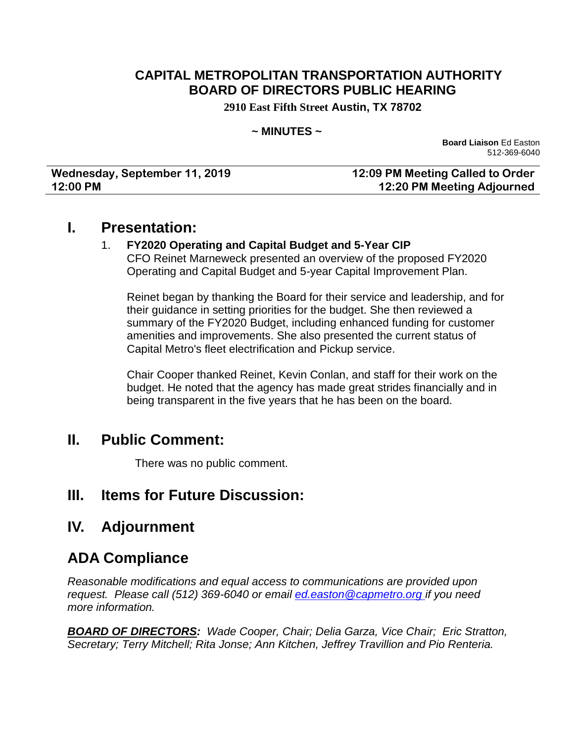# CAPITAL METROPOLITAN TRANSPORTATION AUTHORITY
# BOARD OF DIRECTORS PUBLIC HEARING

**2910 East Fifth Street Austin, TX 78702**

**~ MINUTES ~**

**Board Liaison** Ed Easton
512-369-6040

| **Wednesday, September 11, 2019** | **12:09 PM Meeting Called to Order** |
|---|---|
| **12:00 PM** | **12:20 PM Meeting Adjourned** |

## I. Presentation:

1. **FY2020 Operating and Capital Budget and 5-Year CIP**
   CFO Reinet Marneweck presented an overview of the proposed FY2020 Operating and Capital Budget and 5-year Capital Improvement Plan.

   Reinet began by thanking the Board for their service and leadership, and for their guidance in setting priorities for the budget. She then reviewed a summary of the FY2020 Budget, including enhanced funding for customer amenities and improvements. She also presented the current status of Capital Metro's fleet electrification and Pickup service.

   Chair Cooper thanked Reinet, Kevin Conlan, and staff for their work on the budget. He noted that the agency has made great strides financially and in being transparent in the five years that he has been on the board.

## II. Public Comment:

There was no public comment.

## III. Items for Future Discussion:

## IV. Adjournment

## ADA Compliance

*Reasonable modifications and equal access to communications are provided upon request. Please call (512) 369-6040 or email ed.easton@capmetro.org if you need more information.*

***BOARD OF DIRECTORS:*** *Wade Cooper, Chair; Delia Garza, Vice Chair; Eric Stratton, Secretary; Terry Mitchell; Rita Jonse; Ann Kitchen, Jeffrey Travillion and Pio Renteria.*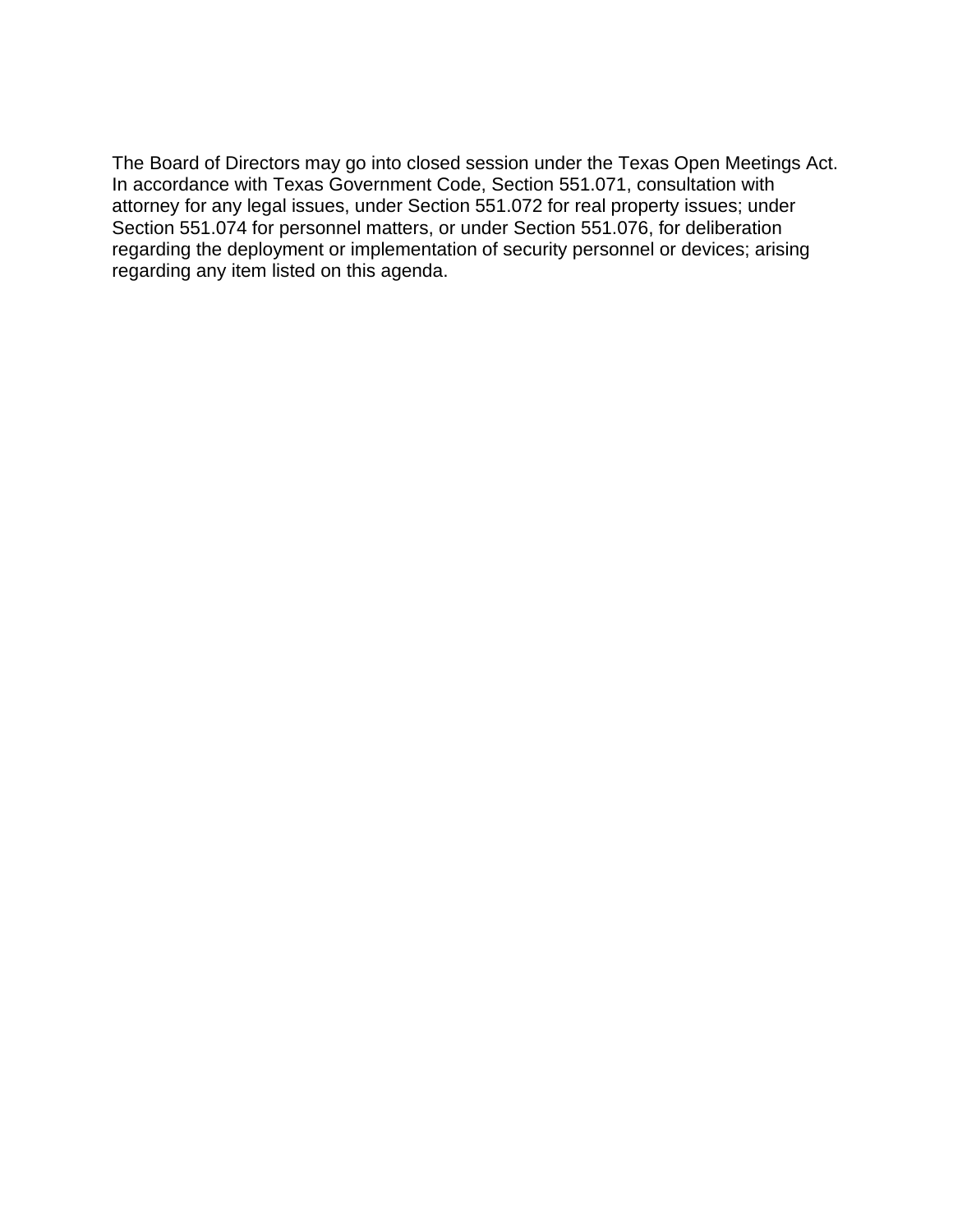The Board of Directors may go into closed session under the Texas Open Meetings Act. In accordance with Texas Government Code, Section 551.071, consultation with attorney for any legal issues, under Section 551.072 for real property issues; under Section 551.074 for personnel matters, or under Section 551.076, for deliberation regarding the deployment or implementation of security personnel or devices; arising regarding any item listed on this agenda.